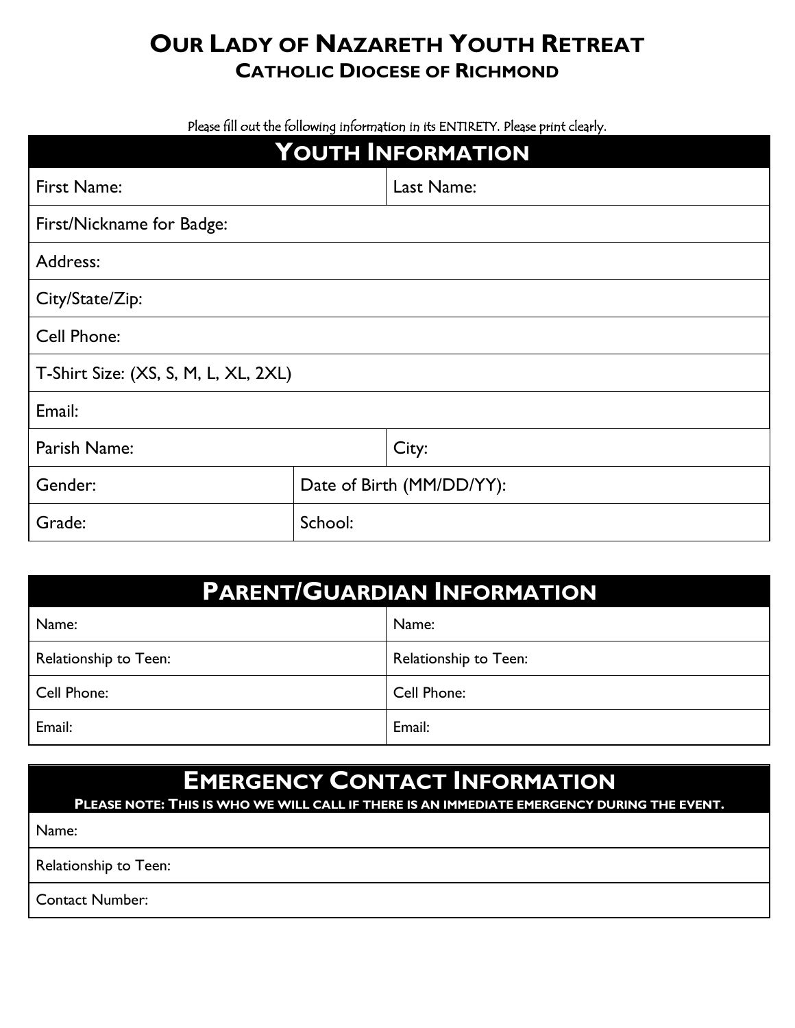# Our Lady of Nazareth Youth Retreat
## Catholic Diocese of Richmond

Please fill out the following information in its ENTIRETY. Please print clearly.

| Youth Information | | |
|---|---|---|
| First Name: | | Last Name: |
| First/Nickname for Badge: | | |
| Address: | | |
| City/State/Zip: | | |
| Cell Phone: | | |
| T-Shirt Size: (XS, S, M, L, XL, 2XL) | | |
| Email: | | |
| Parish Name: | | City: |
| Gender: | Date of Birth (MM/DD/YY): | |
| Grade: | School: | |

| Parent/Guardian Information | |
|---|---|
| Name: | Name: |
| Relationship to Teen: | Relationship to Teen: |
| Cell Phone: | Cell Phone: |
| Email: | Email: |

| Emergency Contact Information<br>Please note: This is who we will call if there is an immediate emergency during the event. |
|---|
| Name: |
| Relationship to Teen: |
| Contact Number: |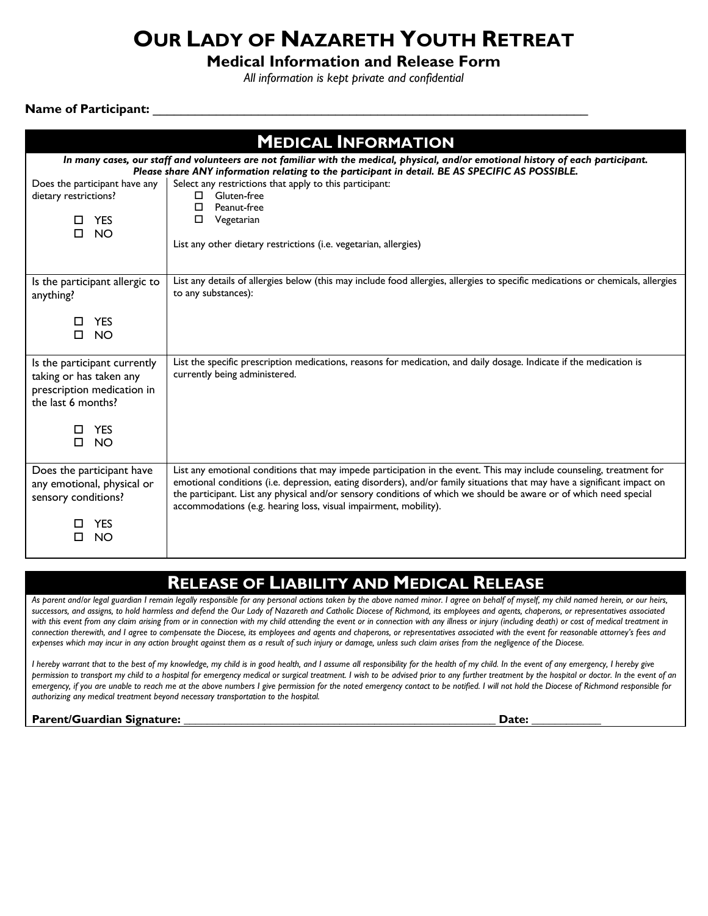# OUR LADY OF NAZARETH YOUTH RETREAT

## Medical Information and Release Form

*All information is kept private and confidential*

**Name of Participant:** ___________________________________________________________________

## MEDICAL INFORMATION

***In many cases, our staff and volunteers are not familiar with the medical, physical, and/or emotional history of each participant. Please share ANY information relating to the participant in detail. BE AS SPECIFIC AS POSSIBLE.***

| | |
|---|---|
| Does the participant have any dietary restrictions?<br><br>☐ YES<br>☐ NO | Select any restrictions that apply to this participant:<br>☐ Gluten-free<br>☐ Peanut-free<br>☐ Vegetarian<br><br>List any other dietary restrictions (i.e. vegetarian, allergies) |
| Is the participant allergic to anything?<br><br>☐ YES<br>☐ NO | List any details of allergies below (this may include food allergies, allergies to specific medications or chemicals, allergies to any substances): |
| Is the participant currently taking or has taken any prescription medication in the last 6 months?<br><br>☐ YES<br>☐ NO | List the specific prescription medications, reasons for medication, and daily dosage. Indicate if the medication is currently being administered. |
| Does the participant have any emotional, physical or sensory conditions?<br><br>☐ YES<br>☐ NO | List any emotional conditions that may impede participation in the event. This may include counseling, treatment for emotional conditions (i.e. depression, eating disorders), and/or family situations that may have a significant impact on the participant. List any physical and/or sensory conditions of which we should be aware or of which need special accommodations (e.g. hearing loss, visual impairment, mobility). |

## RELEASE OF LIABILITY AND MEDICAL RELEASE

*As parent and/or legal guardian I remain legally responsible for any personal actions taken by the above named minor. I agree on behalf of myself, my child named herein, or our heirs, successors, and assigns, to hold harmless and defend the Our Lady of Nazareth and Catholic Diocese of Richmond, its employees and agents, chaperons, or representatives associated with this event from any claim arising from or in connection with my child attending the event or in connection with any illness or injury (including death) or cost of medical treatment in connection therewith, and I agree to compensate the Diocese, its employees and agents and chaperons, or representatives associated with the event for reasonable attorney's fees and expenses which may incur in any action brought against them as a result of such injury or damage, unless such claim arises from the negligence of the Diocese.*

*I hereby warrant that to the best of my knowledge, my child is in good health, and I assume all responsibility for the health of my child. In the event of any emergency, I hereby give permission to transport my child to a hospital for emergency medical or surgical treatment. I wish to be advised prior to any further treatment by the hospital or doctor. In the event of an emergency, if you are unable to reach me at the above numbers I give permission for the noted emergency contact to be notified. I will not hold the Diocese of Richmond responsible for authorizing any medical treatment beyond necessary transportation to the hospital.*

**Parent/Guardian Signature:** _______________________________________________ **Date:** ___________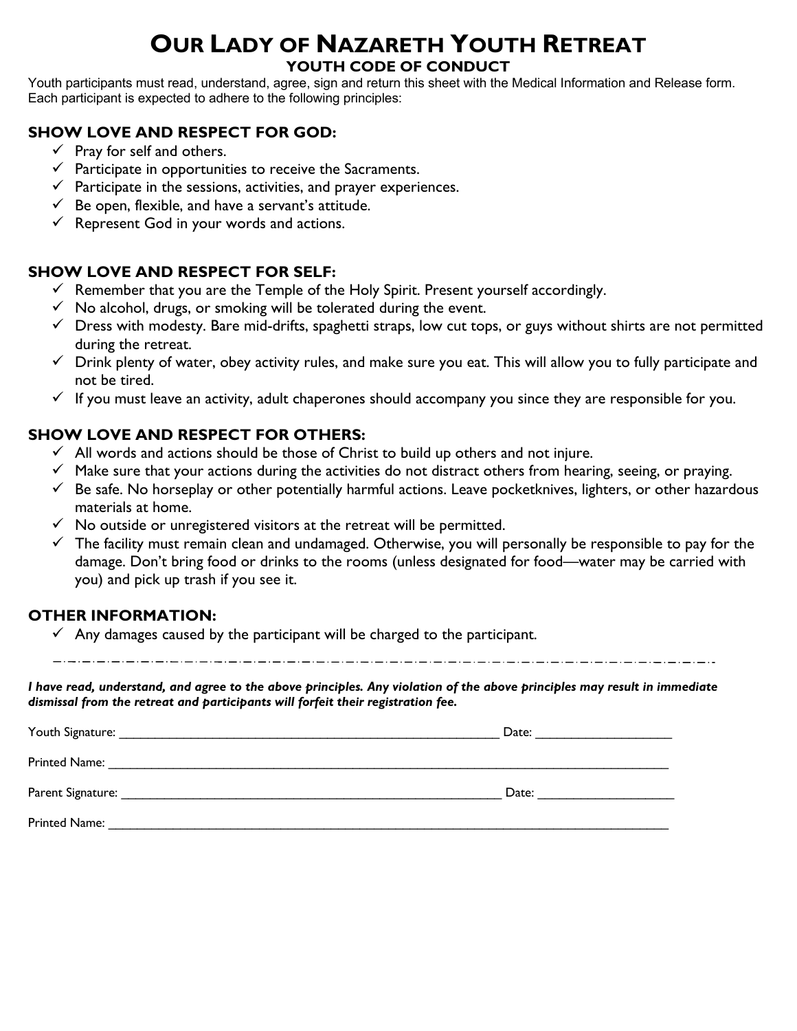# OUR LADY OF NAZARETH YOUTH RETREAT

## YOUTH CODE OF CONDUCT

Youth participants must read, understand, agree, sign and return this sheet with the Medical Information and Release form. Each participant is expected to adhere to the following principles:

### SHOW LOVE AND RESPECT FOR GOD:

- ✓ Pray for self and others.
- ✓ Participate in opportunities to receive the Sacraments.
- ✓ Participate in the sessions, activities, and prayer experiences.
- ✓ Be open, flexible, and have a servant's attitude.
- ✓ Represent God in your words and actions.

### SHOW LOVE AND RESPECT FOR SELF:

- ✓ Remember that you are the Temple of the Holy Spirit. Present yourself accordingly.
- ✓ No alcohol, drugs, or smoking will be tolerated during the event.
- ✓ Dress with modesty. Bare mid-drifts, spaghetti straps, low cut tops, or guys without shirts are not permitted during the retreat.
- ✓ Drink plenty of water, obey activity rules, and make sure you eat. This will allow you to fully participate and not be tired.
- ✓ If you must leave an activity, adult chaperones should accompany you since they are responsible for you.

### SHOW LOVE AND RESPECT FOR OTHERS:

- ✓ All words and actions should be those of Christ to build up others and not injure.
- ✓ Make sure that your actions during the activities do not distract others from hearing, seeing, or praying.
- ✓ Be safe. No horseplay or other potentially harmful actions. Leave pocketknives, lighters, or other hazardous materials at home.
- ✓ No outside or unregistered visitors at the retreat will be permitted.
- ✓ The facility must remain clean and undamaged. Otherwise, you will personally be responsible to pay for the damage. Don't bring food or drinks to the rooms (unless designated for food—water may be carried with you) and pick up trash if you see it.

### OTHER INFORMATION:

- ✓ Any damages caused by the participant will be charged to the participant.

---

***I have read, understand, and agree to the above principles. Any violation of the above principles may result in immediate dismissal from the retreat and participants will forfeit their registration fee.***

Youth Signature: ________________________________________ Date: ______________

Printed Name: ____________________________________________________________

Parent Signature: ________________________________________ Date: ______________

Printed Name: ____________________________________________________________